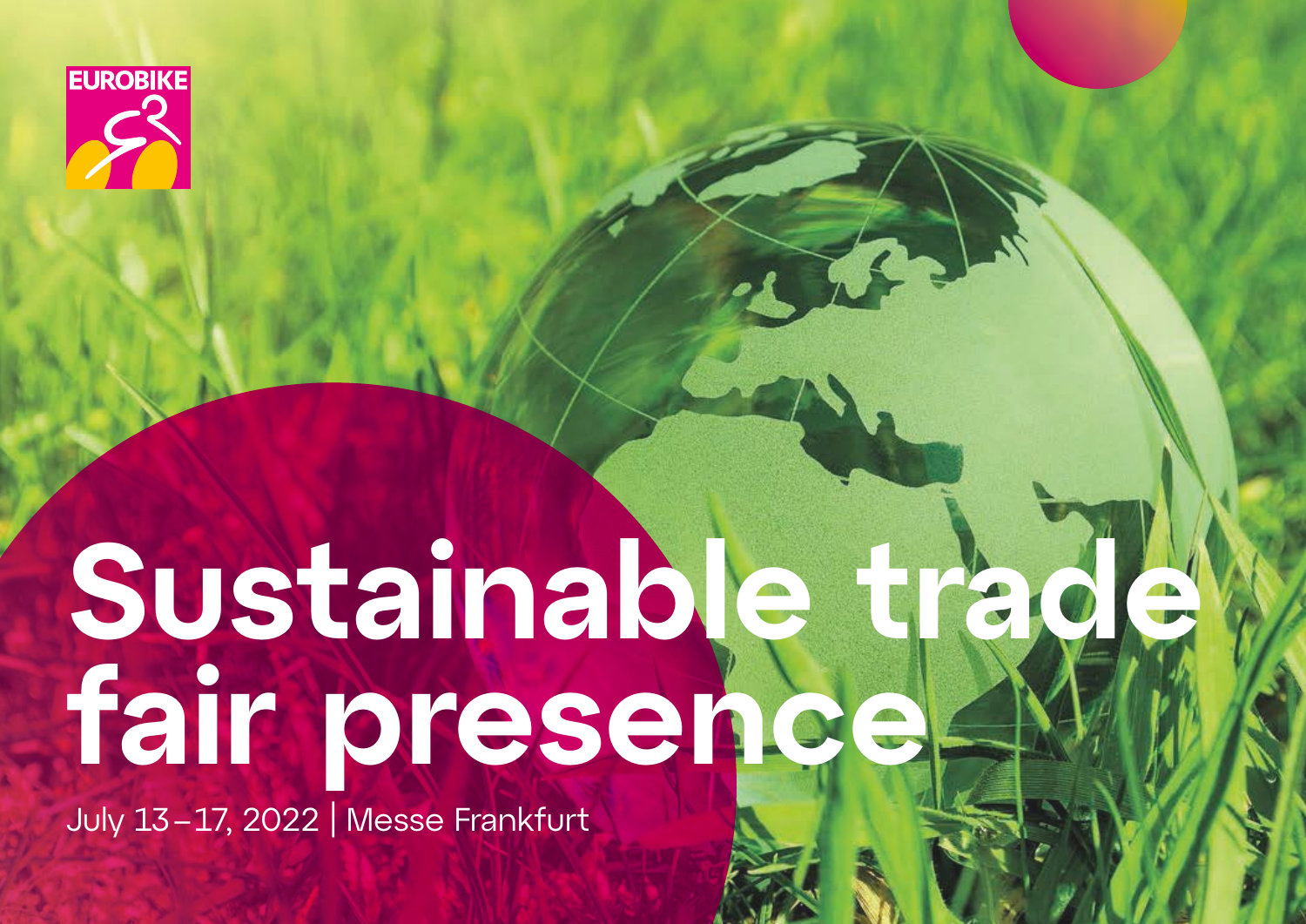EUROBIKE

# Sustainable trade fair presence

July 13 – 17, 2022 | Messe Frankfurt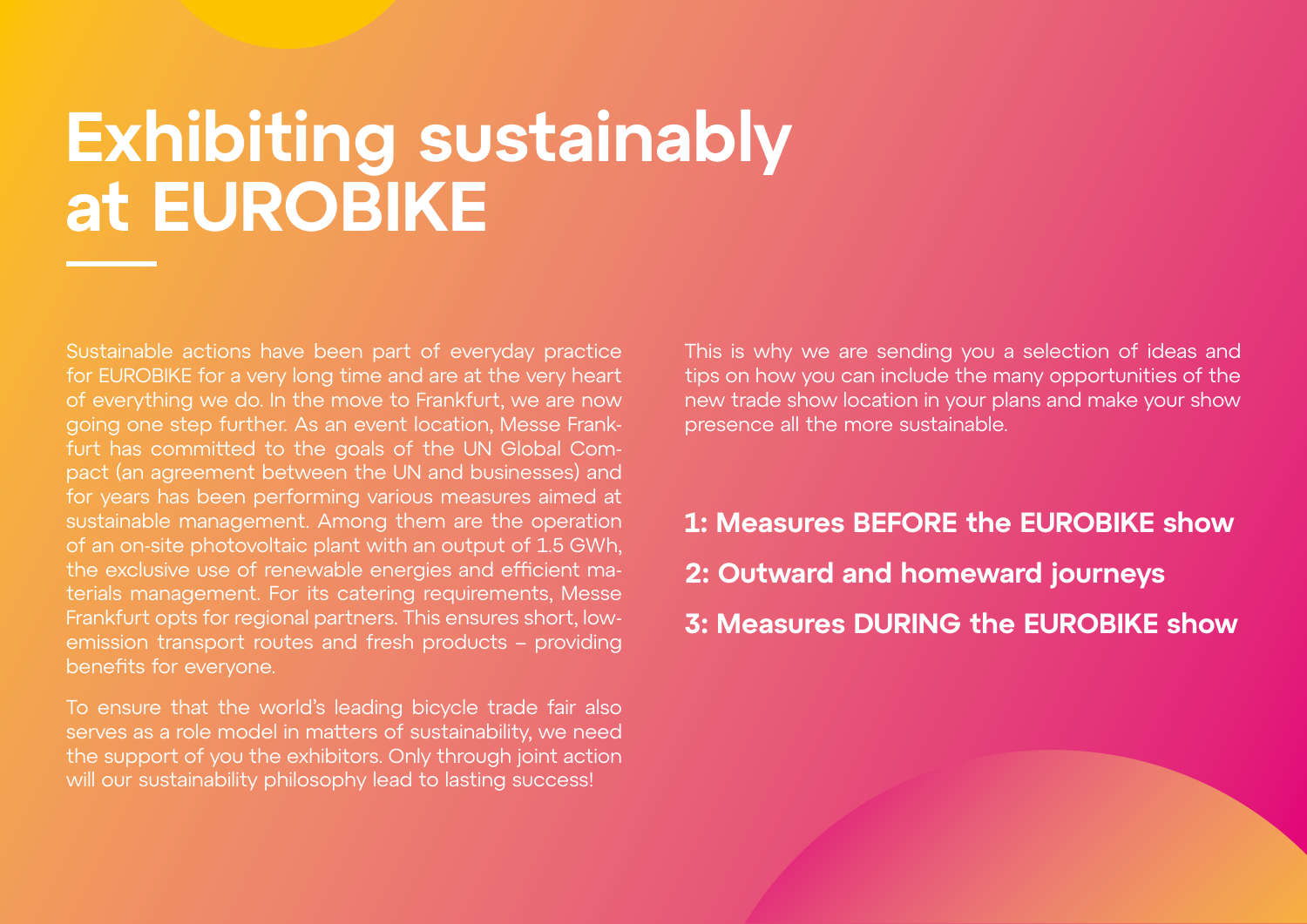# Exhibiting sustainably at EUROBIKE

Sustainable actions have been part of everyday practice for EUROBIKE for a very long time and are at the very heart of everything we do. In the move to Frankfurt, we are now going one step further. As an event location, Messe Frankfurt has committed to the goals of the UN Global Compact (an agreement between the UN and businesses) and for years has been performing various measures aimed at sustainable management. Among them are the operation of an on-site photovoltaic plant with an output of 1.5 GWh, the exclusive use of renewable energies and efficient materials management. For its catering requirements, Messe Frankfurt opts for regional partners. This ensures short, low-emission transport routes and fresh products – providing benefits for everyone.

To ensure that the world's leading bicycle trade fair also serves as a role model in matters of sustainability, we need the support of you the exhibitors. Only through joint action will our sustainability philosophy lead to lasting success!

This is why we are sending you a selection of ideas and tips on how you can include the many opportunities of the new trade show location in your plans and make your show presence all the more sustainable.

**1: Measures BEFORE the EUROBIKE show**

**2: Outward and homeward journeys**

**3: Measures DURING the EUROBIKE show**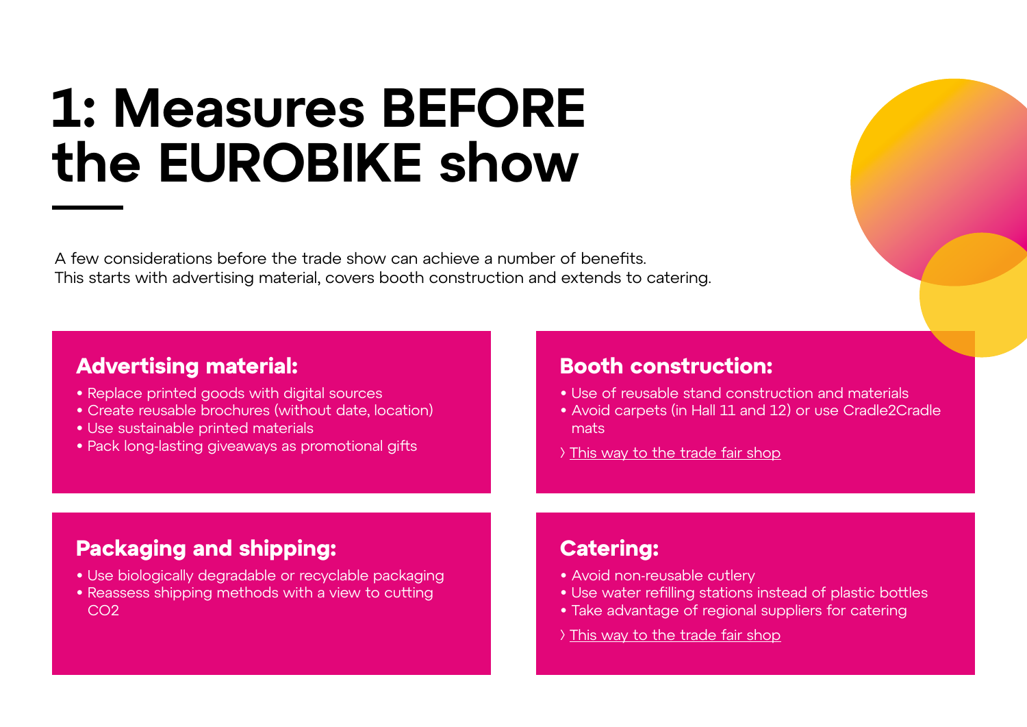# 1: Measures BEFORE the EUROBIKE show

A few considerations before the trade show can achieve a number of benefits.
This starts with advertising material, covers booth construction and extends to catering.

## Advertising material:

- Replace printed goods with digital sources
- Create reusable brochures (without date, location)
- Use sustainable printed materials
- Pack long-lasting giveaways as promotional gifts

## Booth construction:

- Use of reusable stand construction and materials
- Avoid carpets (in Hall 11 and 12) or use Cradle2Cradle mats

› This way to the trade fair shop

## Packaging and shipping:

- Use biologically degradable or recyclable packaging
- Reassess shipping methods with a view to cutting $CO_2$

## Catering:

- Avoid non-reusable cutlery
- Use water refilling stations instead of plastic bottles
- Take advantage of regional suppliers for catering

› This way to the trade fair shop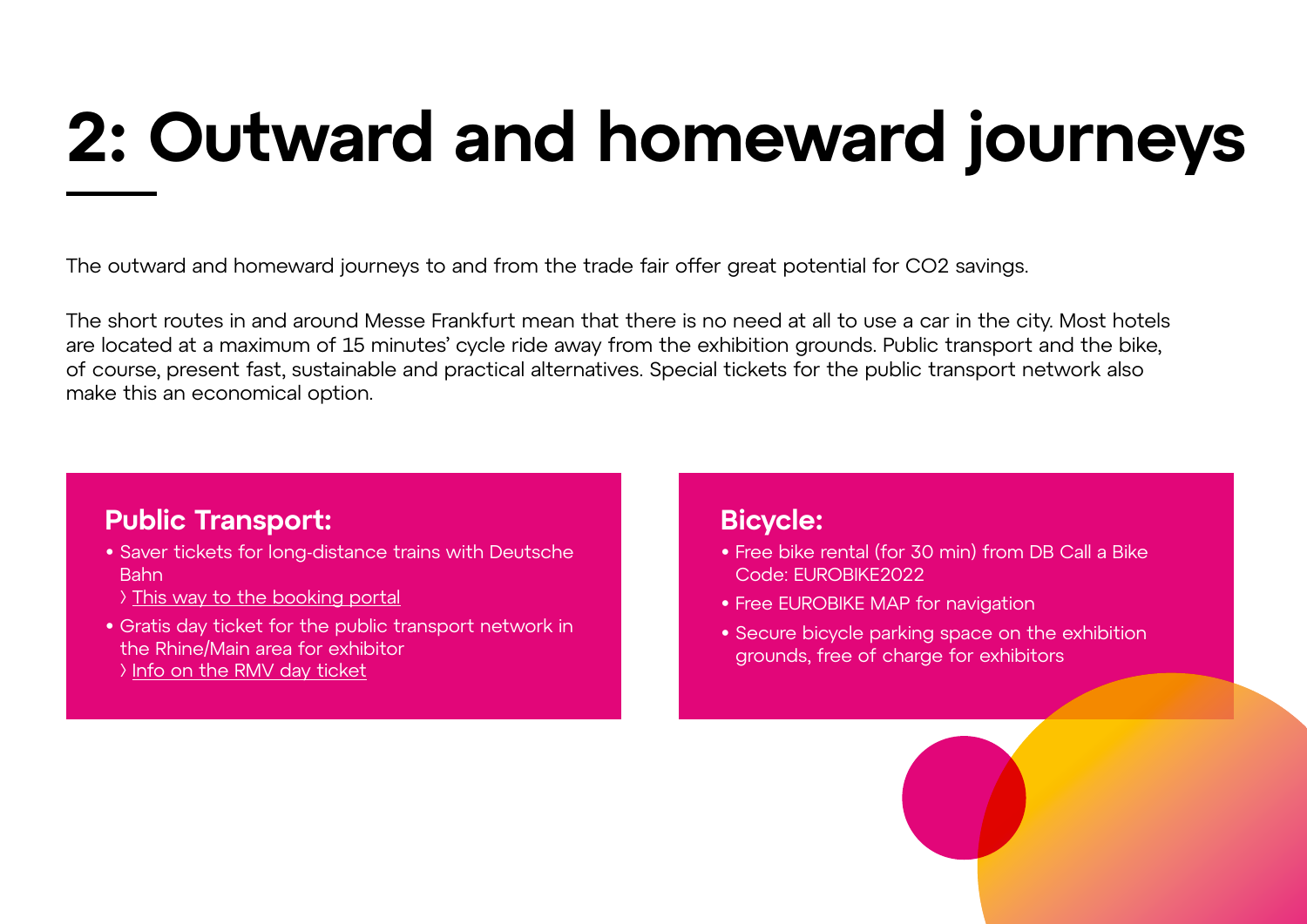# 2: Outward and homeward journeys

The outward and homeward journeys to and from the trade fair offer great potential for $CO_2$ savings.

The short routes in and around Messe Frankfurt mean that there is no need at all to use a car in the city. Most hotels are located at a maximum of 15 minutes' cycle ride away from the exhibition grounds. Public transport and the bike, of course, present fast, sustainable and practical alternatives. Special tickets for the public transport network also make this an economical option.

## Public Transport:

- Saver tickets for long-distance trains with Deutsche Bahn
  › This way to the booking portal
- Gratis day ticket for the public transport network in the Rhine/Main area for exhibitor
  › Info on the RMV day ticket

## Bicycle:

- Free bike rental (for 30 min) from DB Call a Bike Code: EUROBIKE2022
- Free EUROBIKE MAP for navigation
- Secure bicycle parking space on the exhibition grounds, free of charge for exhibitors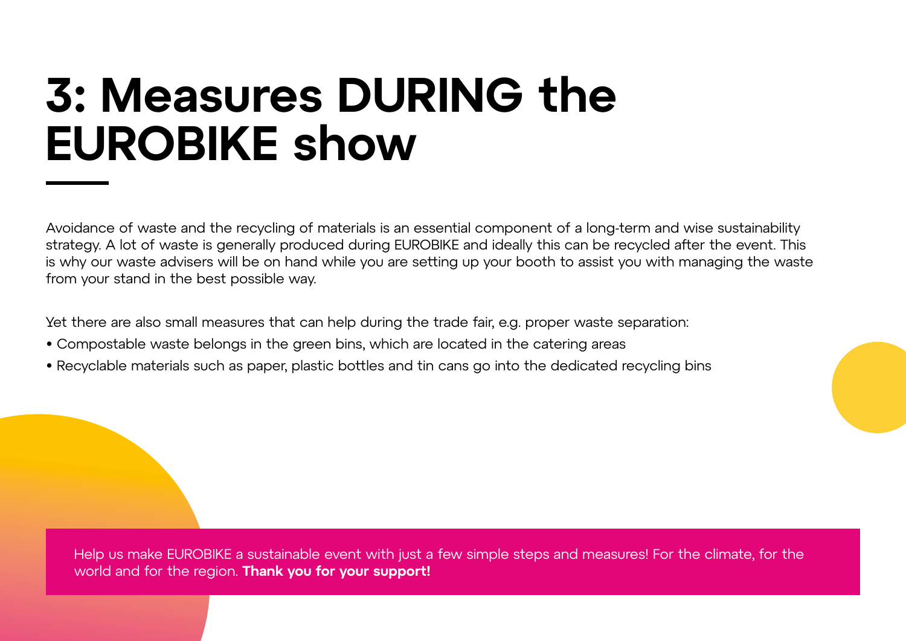# 3: Measures DURING the EUROBIKE show

Avoidance of waste and the recycling of materials is an essential component of a long-term and wise sustainability strategy. A lot of waste is generally produced during EUROBIKE and ideally this can be recycled after the event. This is why our waste advisers will be on hand while you are setting up your booth to assist you with managing the waste from your stand in the best possible way.

Yet there are also small measures that can help during the trade fair, e.g. proper waste separation:

- Compostable waste belongs in the green bins, which are located in the catering areas
- Recyclable materials such as paper, plastic bottles and tin cans go into the dedicated recycling bins

Help us make EUROBIKE a sustainable event with just a few simple steps and measures! For the climate, for the world and for the region. **Thank you for your support!**